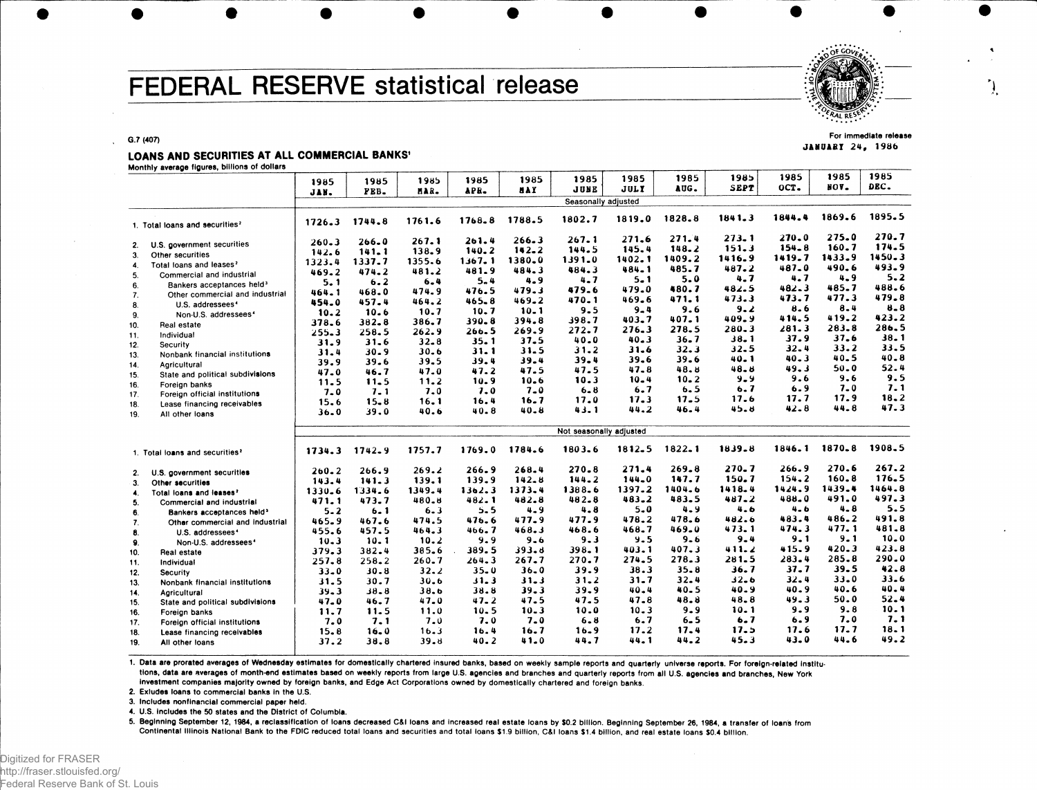# FEDERAL RESERVE statistical release

G.7 (407)

For immediate release
JANUARY 24, 1986

## LOANS AND SECURITIES AT ALL COMMERCIAL BANKS[1]

Monthly average figures, billions of dollars

| | 1985 JAN. | 1985 FEB. | 1985 MAR. | 1985 APR. | 1985 MAY | 1985 JUNE | 1985 JULY | 1985 AUG. | 1985 SEPT | 1985 OCT. | 1985 NOV. | 1985 DEC. |
|---|---|---|---|---|---|---|---|---|---|---|---|---|
| | Seasonally adjusted | | | | | | | | | | | |
| 1. Total loans and securities[2] | 1726.3 | 1744.8 | 1761.6 | 1768.8 | 1788.5 | 1802.7 | 1819.0 | 1828.8 | 1841.3 | 1844.4 | 1869.6 | 1895.5 |
| 2. U.S. government securities | 260.3 | 266.0 | 267.1 | 261.4 | 266.3 | 267.1 | 271.6 | 271.4 | 273.1 | 270.0 | 275.0 | 270.7 |
| 3. Other securities | 142.6 | 141.1 | 138.9 | 140.2 | 142.2 | 144.5 | 145.4 | 148.2 | 151.3 | 154.8 | 160.7 | 174.5 |
| 4. Total loans and leases[2] | 1323.4 | 1337.7 | 1355.6 | 1367.1 | 1380.0 | 1391.0 | 1402.1 | 1409.2 | 1416.9 | 1419.7 | 1433.9 | 1450.3 |
| 5. Commercial and industrial | 469.2 | 474.2 | 481.2 | 481.9 | 484.3 | 484.3 | 484.1 | 485.7 | 487.2 | 487.0 | 490.6 | 493.9 |
| 6. Bankers acceptances held[3] | 5.1 | 6.2 | 6.4 | 5.4 | 4.9 | 4.7 | 5.1 | 5.0 | 4.7 | 4.7 | 4.9 | 5.2 |
| 7. Other commercial and industrial | 464.1 | 468.0 | 474.9 | 476.5 | 479.3 | 479.6 | 479.0 | 480.7 | 482.5 | 482.3 | 485.7 | 488.6 |
| 8. U.S. addressees[4] | 454.0 | 457.4 | 464.2 | 465.8 | 469.2 | 470.1 | 469.6 | 471.1 | 473.3 | 473.7 | 477.3 | 479.8 |
| 9. Non-U.S. addressees[4] | 10.2 | 10.6 | 10.7 | 10.7 | 10.1 | 9.5 | 9.4 | 9.6 | 9.2 | 8.6 | 8.4 | 8.8 |
| 10. Real estate | 378.6 | 382.8 | 386.7 | 390.8 | 394.8 | 398.7 | 403.7 | 407.1 | 409.9 | 414.5 | 419.2 | 423.2 |
| 11. Individual | 255.3 | 258.5 | 262.9 | 266.5 | 269.9 | 272.7 | 276.3 | 278.5 | 280.3 | 281.3 | 283.8 | 286.5 |
| 12. Security | 31.9 | 31.6 | 32.8 | 35.1 | 37.5 | 40.0 | 40.3 | 36.7 | 38.1 | 37.9 | 37.6 | 38.1 |
| 13. Nonbank financial institutions | 31.4 | 30.9 | 30.6 | 31.1 | 31.5 | 31.2 | 31.6 | 32.3 | 32.5 | 32.4 | 33.2 | 33.5 |
| 14. Agricultural | 39.9 | 39.6 | 39.5 | 39.4 | 39.4 | 39.4 | 39.6 | 39.6 | 40.1 | 40.3 | 40.5 | 40.8 |
| 15. State and political subdivisions | 47.0 | 46.7 | 47.0 | 47.2 | 47.5 | 47.5 | 47.8 | 48.8 | 48.8 | 49.3 | 50.0 | 52.4 |
| 16. Foreign banks | 11.5 | 11.5 | 11.2 | 10.9 | 10.6 | 10.3 | 10.4 | 10.2 | 9.9 | 9.6 | 9.6 | 9.5 |
| 17. Foreign official institutions | 7.0 | 7.1 | 7.0 | 7.0 | 7.0 | 6.8 | 6.7 | 6.5 | 6.7 | 6.9 | 7.0 | 7.1 |
| 18. Lease financing receivables | 15.6 | 15.8 | 16.1 | 16.4 | 16.7 | 17.0 | 17.3 | 17.5 | 17.6 | 17.7 | 17.9 | 18.2 |
| 19. All other loans | 36.0 | 39.0 | 40.6 | 40.8 | 40.8 | 43.1 | 44.2 | 46.4 | 45.8 | 42.8 | 44.8 | 47.3 |
| | Not seasonally adjusted | | | | | | | | | | | |
| 1. Total loans and securities[2] | 1734.3 | 1742.9 | 1757.7 | 1769.0 | 1784.6 | 1803.6 | 1812.5 | 1822.1 | 1839.8 | 1846.1 | 1870.8 | 1908.5 |
| 2. U.S. government securities | 260.2 | 266.9 | 269.2 | 266.9 | 268.4 | 270.8 | 271.4 | 269.8 | 270.7 | 266.9 | 270.6 | 267.2 |
| 3. Other securities | 143.4 | 141.3 | 139.1 | 139.9 | 142.8 | 144.2 | 144.0 | 147.7 | 150.7 | 154.2 | 160.8 | 176.5 |
| 4. Total loans and leases[2] | 1330.6 | 1334.6 | 1349.4 | 1362.3 | 1373.4 | 1388.6 | 1397.2 | 1404.6 | 1418.4 | 1424.9 | 1439.4 | 1464.8 |
| 5. Commercial and industrial | 471.1 | 473.7 | 480.8 | 482.1 | 482.8 | 482.8 | 483.2 | 483.5 | 487.2 | 488.0 | 491.0 | 497.3 |
| 6. Bankers acceptances held[3] | 5.2 | 6.1 | 6.3 | 5.5 | 4.9 | 4.8 | 5.0 | 4.9 | 4.6 | 4.6 | 4.8 | 5.5 |
| 7. Other commercial and industrial | 465.9 | 467.6 | 474.5 | 476.6 | 477.9 | 477.9 | 478.2 | 478.6 | 482.6 | 483.4 | 486.2 | 491.8 |
| 8. U.S. addressees[4] | 455.6 | 457.5 | 464.3 | 466.7 | 468.3 | 468.6 | 468.7 | 469.0 | 473.1 | 474.3 | 477.1 | 481.8 |
| 9. Non-U.S. addressees[4] | 10.3 | 10.1 | 10.2 | 9.9 | 9.6 | 9.3 | 9.5 | 9.6 | 9.4 | 9.1 | 9.1 | 10.0 |
| 10. Real estate | 379.3 | 382.4 | 385.6 | 389.5 | 393.8 | 398.1 | 403.1 | 407.3 | 411.2 | 415.9 | 420.3 | 423.8 |
| 11. Individual | 257.8 | 258.2 | 260.7 | 264.3 | 267.7 | 270.7 | 274.5 | 278.3 | 281.5 | 283.4 | 285.8 | 290.0 |
| 12. Security | 33.0 | 30.8 | 32.2 | 35.0 | 36.0 | 39.9 | 38.3 | 35.8 | 36.7 | 37.7 | 39.5 | 42.8 |
| 13. Nonbank financial institutions | 31.5 | 30.7 | 30.6 | 31.3 | 31.3 | 31.2 | 31.7 | 32.4 | 32.6 | 32.4 | 33.0 | 33.6 |
| 14. Agricultural | 39.3 | 38.8 | 38.6 | 38.8 | 39.3 | 39.9 | 40.4 | 40.5 | 40.9 | 40.9 | 40.6 | 40.4 |
| 15. State and political subdivisions | 47.0 | 46.7 | 47.0 | 47.2 | 47.5 | 47.5 | 47.8 | 48.8 | 48.8 | 49.3 | 50.0 | 52.4 |
| 16. Foreign banks | 11.7 | 11.5 | 11.0 | 10.5 | 10.3 | 10.0 | 10.3 | 9.9 | 10.1 | 9.9 | 9.8 | 10.1 |
| 17. Foreign official institutions | 7.0 | 7.1 | 7.0 | 7.0 | 7.0 | 6.8 | 6.7 | 6.5 | 6.7 | 6.9 | 7.0 | 7.1 |
| 18. Lease financing receivables | 15.8 | 16.0 | 16.3 | 16.4 | 16.7 | 16.9 | 17.2 | 17.4 | 17.5 | 17.6 | 17.7 | 18.1 |
| 19. All other loans | 37.2 | 38.8 | 39.8 | 40.2 | 41.0 | 44.7 | 44.1 | 44.2 | 45.3 | 43.0 | 44.6 | 49.2 |

1. Data are prorated averages of Wednesday estimates for domestically chartered insured banks, based on weekly sample reports and quarterly universe reports. For foreign-related institutions, data are averages of month-end estimates based on weekly reports from large U.S. agencies and branches and quarterly reports from all U.S. agencies and branches, New York investment companies majority owned by foreign banks, and Edge Act Corporations owned by domestically chartered and foreign banks.
2. Exludes loans to commercial banks in the U.S.
3. Includes nonfinancial commercial paper held.
4. U.S. includes the 50 states and the District of Columbia.
5. Beginning September 12, 1984, a reclassification of loans decreased C&I loans and increased real estate loans by $0.2 billion. Beginning September 26, 1984, a transfer of loans from Continental Illinois National Bank to the FDIC reduced total loans and securities and total loans $1.9 billion, C&I loans $1.4 billion, and real estate loans $0.4 billion.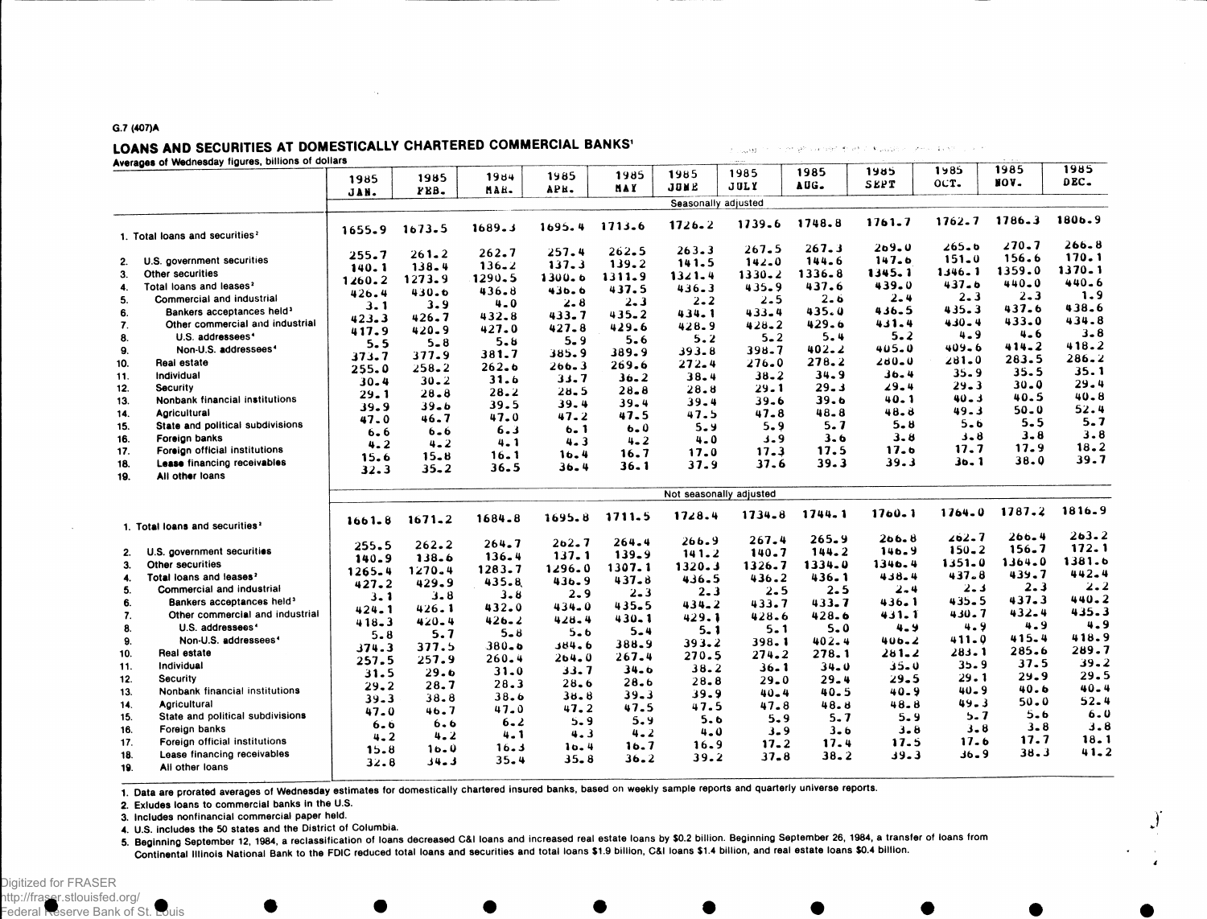G.7 (407)A

## LOANS AND SECURITIES AT DOMESTICALLY CHARTERED COMMERCIAL BANKS[1]

Averages of Wednesday figures, billions of dollars

| | 1985 JAN. | 1985 FEB. | 1984 MAR. | 1985 APR. | 1985 MAY | 1985 JUNE | 1985 JULY | 1985 AUG. | 1985 SEPT | 1985 OCT. | 1985 NOV. | 1985 DEC. |
|---|---|---|---|---|---|---|---|---|---|---|---|---|
| | | | | | | Seasonally adjusted | | | | | | |
| 1. Total loans and securities[2] | 1655.9 | 1673.5 | 1689.3 | 1695.4 | 1713.6 | 1726.2 | 1739.6 | 1748.8 | 1761.7 | 1762.7 | 1786.3 | 1806.9 |
| 2. U.S. government securities | 255.7 | 261.2 | 262.7 | 257.4 | 262.5 | 263.3 | 267.5 | 267.3 | 269.0 | 265.6 | 270.7 | 266.8 |
| 3. Other securities | 140.1 | 138.4 | 136.2 | 137.3 | 139.2 | 141.5 | 142.0 | 144.6 | 147.6 | 151.0 | 156.6 | 170.1 |
| 4. Total loans and leases[2] | 1260.2 | 1273.9 | 1290.5 | 1300.6 | 1311.9 | 1321.4 | 1330.2 | 1336.8 | 1345.1 | 1346.1 | 1359.0 | 1370.1 |
| 5. Commercial and industrial | 426.4 | 430.6 | 436.8 | 436.6 | 437.5 | 436.3 | 435.9 | 437.6 | 439.0 | 437.6 | 440.0 | 440.6 |
| 6. Bankers acceptances held[3] | 3.1 | 3.9 | 4.0 | 2.8 | 2.3 | 2.2 | 2.5 | 2.6 | 2.4 | 2.3 | 2.3 | 1.9 |
| 7. Other commercial and industrial | 423.3 | 426.7 | 432.8 | 433.7 | 435.2 | 434.1 | 433.4 | 435.0 | 436.5 | 435.3 | 437.6 | 438.6 |
| 8. U.S. addressees[4] | 417.9 | 420.9 | 427.0 | 427.8 | 429.6 | 428.9 | 428.2 | 429.6 | 431.4 | 430.4 | 433.0 | 434.8 |
| 9. Non-U.S. addressees[4] | 5.5 | 5.8 | 5.8 | 5.9 | 5.6 | 5.2 | 5.2 | 5.4 | 5.2 | 4.9 | 4.6 | 3.8 |
| 10. Real estate | 373.7 | 377.9 | 381.7 | 385.9 | 389.9 | 393.8 | 398.7 | 402.2 | 405.0 | 409.6 | 414.2 | 418.2 |
| 11. Individual | 255.0 | 258.2 | 262.6 | 266.3 | 269.6 | 272.4 | 276.0 | 278.2 | 280.0 | 281.0 | 283.5 | 286.2 |
| 12. Security | 30.4 | 30.2 | 31.6 | 33.7 | 36.2 | 38.4 | 38.2 | 34.9 | 36.4 | 35.9 | 35.5 | 35.1 |
| 13. Nonbank financial institutions | 29.1 | 28.8 | 28.2 | 28.5 | 28.8 | 28.8 | 29.1 | 29.3 | 29.4 | 29.3 | 30.0 | 29.4 |
| 14. Agricultural | 39.9 | 39.6 | 39.5 | 39.4 | 39.4 | 39.4 | 39.6 | 39.6 | 40.1 | 40.3 | 40.5 | 40.8 |
| 15. State and political subdivisions | 47.0 | 46.7 | 47.0 | 47.2 | 47.5 | 47.5 | 47.8 | 48.8 | 48.8 | 49.3 | 50.0 | 52.4 |
| 16. Foreign banks | 6.6 | 6.6 | 6.3 | 6.1 | 6.0 | 5.9 | 5.9 | 5.7 | 5.8 | 5.6 | 5.5 | 5.7 |
| 17. Foreign official institutions | 4.2 | 4.2 | 4.1 | 4.3 | 4.2 | 4.0 | 3.9 | 3.6 | 3.8 | 3.8 | 3.8 | 3.8 |
| 18. Lease financing receivables | 15.6 | 15.8 | 16.1 | 16.4 | 16.7 | 17.0 | 17.3 | 17.5 | 17.6 | 17.7 | 17.9 | 18.2 |
| 19. All other loans | 32.3 | 35.2 | 36.5 | 36.4 | 36.1 | 37.9 | 37.6 | 39.3 | 39.3 | 36.1 | 38.0 | 39.7 |
| | | | | | | Not seasonally adjusted | | | | | | |
| 1. Total loans and securities[2] | 1661.8 | 1671.2 | 1684.8 | 1695.8 | 1711.5 | 1728.4 | 1734.8 | 1744.1 | 1760.1 | 1764.0 | 1787.2 | 1816.9 |
| 2. U.S. government securities | 255.5 | 262.2 | 264.7 | 262.7 | 264.4 | 266.9 | 267.4 | 265.9 | 266.8 | 262.7 | 266.4 | 263.2 |
| 3. Other securities | 140.9 | 138.6 | 136.4 | 137.1 | 139.9 | 141.2 | 140.7 | 144.2 | 146.9 | 150.2 | 156.7 | 172.1 |
| 4. Total loans and leases[2] | 1265.4 | 1270.4 | 1283.7 | 1296.0 | 1307.1 | 1320.3 | 1326.7 | 1334.0 | 1346.4 | 1351.0 | 1364.0 | 1381.6 |
| 5. Commercial and industrial | 427.2 | 429.9 | 435.8 | 436.9 | 437.8 | 436.5 | 436.2 | 436.1 | 438.4 | 437.8 | 439.7 | 442.4 |
| 6. Bankers acceptances held[3] | 3.1 | 3.8 | 3.8 | 2.9 | 2.3 | 2.3 | 2.5 | 2.5 | 2.4 | 2.3 | 2.3 | 2.2 |
| 7. Other commercial and industrial | 424.1 | 426.1 | 432.0 | 434.0 | 435.5 | 434.2 | 433.7 | 433.7 | 436.1 | 435.5 | 437.3 | 440.2 |
| 8. U.S. addressees[4] | 418.3 | 420.4 | 426.2 | 428.4 | 430.1 | 429.1 | 428.6 | 428.6 | 431.1 | 430.7 | 432.4 | 435.3 |
| 9. Non-U.S. addressees[4] | 5.8 | 5.7 | 5.8 | 5.6 | 5.4 | 5.1 | 5.1 | 5.0 | 4.9 | 4.9 | 4.9 | 4.9 |
| 10. Real estate | 374.3 | 377.5 | 380.6 | 384.6 | 388.9 | 393.2 | 398.1 | 402.4 | 406.2 | 411.0 | 415.4 | 418.9 |
| 11. Individual | 257.5 | 257.9 | 260.4 | 264.0 | 267.4 | 270.5 | 274.2 | 278.1 | 281.2 | 283.1 | 285.6 | 289.7 |
| 12. Security | 31.5 | 29.6 | 31.0 | 33.7 | 34.6 | 38.2 | 36.1 | 34.0 | 35.0 | 35.9 | 37.5 | 39.2 |
| 13. Nonbank financial institutions | 29.2 | 28.7 | 28.3 | 28.6 | 28.6 | 28.8 | 29.0 | 29.4 | 29.5 | 29.1 | 29.9 | 29.5 |
| 14. Agricultural | 39.3 | 38.8 | 38.6 | 38.8 | 39.3 | 39.9 | 40.4 | 40.5 | 40.9 | 40.9 | 40.6 | 40.4 |
| 15. State and political subdivisions | 47.0 | 46.7 | 47.0 | 47.2 | 47.5 | 47.5 | 47.8 | 48.8 | 48.8 | 49.3 | 50.0 | 52.4 |
| 16. Foreign banks | 6.6 | 6.6 | 6.2 | 5.9 | 5.9 | 5.6 | 5.9 | 5.7 | 5.9 | 5.7 | 5.6 | 6.0 |
| 17. Foreign official institutions | 4.2 | 4.2 | 4.1 | 4.3 | 4.2 | 4.0 | 3.9 | 3.6 | 3.8 | 3.8 | 3.8 | 3.8 |
| 18. Lease financing receivables | 15.8 | 16.0 | 16.3 | 16.4 | 16.7 | 16.9 | 17.2 | 17.4 | 17.5 | 17.6 | 17.7 | 18.1 |
| 19. All other loans | 32.8 | 34.3 | 35.4 | 35.8 | 36.2 | 39.2 | 37.8 | 38.2 | 39.3 | 36.9 | 38.3 | 41.2 |

1. Data are prorated averages of Wednesday estimates for domestically chartered insured banks, based on weekly sample reports and quarterly universe reports.
2. Exludes loans to commercial banks in the U.S.
3. Includes nonfinancial commercial paper held.
4. U.S. includes the 50 states and the District of Columbia.
5. Beginning September 12, 1984, a reclassification of loans decreased C&I loans and increased real estate loans by $0.2 billion. Beginning September 26, 1984, a transfer of loans from Continental Illinois National Bank to the FDIC reduced total loans and securities and total loans $1.9 billion, C&I loans $1.4 billion, and real estate loans $0.4 billion.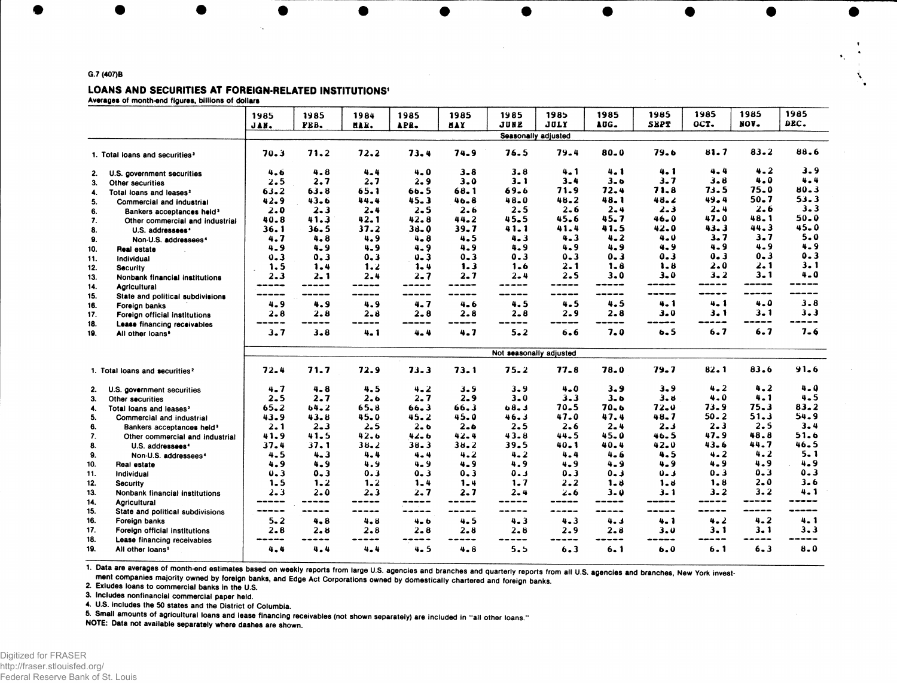G.7 (407)B

## LOANS AND SECURITIES AT FOREIGN-RELATED INSTITUTIONS[1]

Averages of month-end figures, billions of dollars

| | 1985 JAN. | 1985 FEB. | 1984 MAR. | 1985 APR. | 1985 MAY | 1985 JUNE | 1985 JULY | 1985 AUG. | 1985 SEPT | 1985 OCT. | 1985 NOV. | 1985 DEC. |
|---|---|---|---|---|---|---|---|---|---|---|---|---|
| | Seasonally adjusted | | | | | | | | | | | |
| 1. Total loans and securities[2] | 70.3 | 71.2 | 72.2 | 73.4 | 74.9 | 76.5 | 79.4 | 80.0 | 79.6 | 81.7 | 83.2 | 88.6 |
| 2. U.S. government securities | 4.6 | 4.8 | 4.4 | 4.0 | 3.8 | 3.8 | 4.1 | 4.1 | 4.1 | 4.4 | 4.2 | 3.9 |
| 3. Other securities | 2.5 | 2.7 | 2.7 | 2.9 | 3.0 | 3.1 | 3.4 | 3.6 | 3.7 | 3.8 | 4.0 | 4.4 |
| 4. Total loans and leases[2] | 63.2 | 63.8 | 65.1 | 66.5 | 68.1 | 69.6 | 71.9 | 72.4 | 71.8 | 73.5 | 75.0 | 80.3 |
| 5. Commercial and industrial | 42.9 | 43.6 | 44.4 | 45.3 | 46.8 | 48.0 | 48.2 | 48.1 | 48.2 | 49.4 | 50.7 | 53.3 |
| 6. Bankers acceptances held[3] | 2.0 | 2.3 | 2.4 | 2.5 | 2.6 | 2.5 | 2.6 | 2.4 | 2.3 | 2.4 | 2.6 | 3.3 |
| 7. Other commercial and industrial | 40.8 | 41.3 | 42.1 | 42.8 | 44.2 | 45.5 | 45.6 | 45.7 | 46.0 | 47.0 | 48.1 | 50.0 |
| 8. U.S. addressees[4] | 36.1 | 36.5 | 37.2 | 38.0 | 39.7 | 41.1 | 41.4 | 41.5 | 42.0 | 43.3 | 44.3 | 45.0 |
| 9. Non-U.S. addressees[4] | 4.7 | 4.8 | 4.9 | 4.8 | 4.5 | 4.3 | 4.3 | 4.2 | 4.0 | 3.7 | 3.7 | 5.0 |
| 10. Real estate | 4.9 | 4.9 | 4.9 | 4.9 | 4.9 | 4.9 | 4.9 | 4.9 | 4.9 | 4.9 | 4.9 | 4.9 |
| 11. Individual | 0.3 | 0.3 | 0.3 | 0.3 | 0.3 | 0.3 | 0.3 | 0.3 | 0.3 | 0.3 | 0.3 | 0.3 |
| 12. Security | 1.5 | 1.4 | 1.2 | 1.4 | 1.3 | 1.6 | 2.1 | 1.8 | 1.8 | 2.0 | 2.1 | 3.1 |
| 13. Nonbank financial institutions | 2.3 | 2.1 | 2.4 | 2.7 | 2.7 | 2.4 | 2.5 | 3.0 | 3.0 | 3.2 | 3.1 | 4.0 |
| 14. Agricultural | ----- | ----- | ----- | ----- | ----- | ----- | ----- | ----- | ----- | ----- | ----- | ----- |
| 15. State and political subdivisions | ----- | ----- | ----- | ----- | ----- | ----- | ----- | ----- | ----- | ----- | ----- | ----- |
| 16. Foreign banks | 4.9 | 4.9 | 4.9 | 4.7 | 4.6 | 4.5 | 4.5 | 4.5 | 4.1 | 4.1 | 4.0 | 3.8 |
| 17. Foreign official institutions | 2.8 | 2.8 | 2.8 | 2.8 | 2.8 | 2.8 | 2.9 | 2.8 | 3.0 | 3.1 | 3.1 | 3.3 |
| 18. Lease financing receivables | ----- | ----- | ----- | ----- | ----- | ----- | ----- | ----- | ----- | ----- | ----- | ----- |
| 19. All other loans[5] | 3.7 | 3.8 | 4.1 | 4.4 | 4.7 | 5.2 | 6.6 | 7.0 | 6.5 | 6.7 | 6.7 | 7.6 |
| | Not seasonally adjusted | | | | | | | | | | | |
| 1. Total loans and securities[2] | 72.4 | 71.7 | 72.9 | 73.3 | 73.1 | 75.2 | 77.8 | 78.0 | 79.7 | 82.1 | 83.6 | 91.6 |
| 2. U.S. government securities | 4.7 | 4.8 | 4.5 | 4.2 | 3.9 | 3.9 | 4.0 | 3.9 | 3.9 | 4.2 | 4.2 | 4.0 |
| 3. Other securities | 2.5 | 2.7 | 2.6 | 2.7 | 2.9 | 3.0 | 3.3 | 3.6 | 3.8 | 4.0 | 4.1 | 4.5 |
| 4. Total loans and leases[2] | 65.2 | 64.2 | 65.8 | 66.3 | 66.3 | 68.3 | 70.5 | 70.6 | 72.0 | 73.9 | 75.3 | 83.2 |
| 5. Commercial and industrial | 43.9 | 43.8 | 45.0 | 45.2 | 45.0 | 46.3 | 47.0 | 47.4 | 48.7 | 50.2 | 51.3 | 54.9 |
| 6. Bankers acceptances held[3] | 2.1 | 2.3 | 2.5 | 2.6 | 2.6 | 2.5 | 2.6 | 2.4 | 2.3 | 2.3 | 2.5 | 3.4 |
| 7. Other commercial and industrial | 41.9 | 41.5 | 42.6 | 42.6 | 42.4 | 43.8 | 44.5 | 45.0 | 46.5 | 47.9 | 48.8 | 51.6 |
| 8. U.S. addressees[4] | 37.4 | 37.1 | 38.2 | 38.3 | 38.2 | 39.5 | 40.1 | 40.4 | 42.0 | 43.6 | 44.7 | 46.5 |
| 9. Non-U.S. addressees[4] | 4.5 | 4.3 | 4.4 | 4.4 | 4.2 | 4.2 | 4.4 | 4.6 | 4.5 | 4.2 | 4.2 | 5.1 |
| 10. Real estate | 4.9 | 4.9 | 4.9 | 4.9 | 4.9 | 4.9 | 4.9 | 4.9 | 4.9 | 4.9 | 4.9 | 4.9 |
| 11. Individual | 0.3 | 0.3 | 0.3 | 0.3 | 0.3 | 0.3 | 0.3 | 0.3 | 0.3 | 0.3 | 0.3 | 0.3 |
| 12. Security | 1.5 | 1.2 | 1.2 | 1.4 | 1.4 | 1.7 | 2.2 | 1.8 | 1.8 | 1.8 | 2.0 | 3.6 |
| 13. Nonbank financial institutions | 2.3 | 2.0 | 2.3 | 2.7 | 2.7 | 2.4 | 2.6 | 3.0 | 3.1 | 3.2 | 3.2 | 4.1 |
| 14. Agricultural | ----- | ----- | ----- | ----- | ----- | ----- | ----- | ----- | ----- | ----- | ----- | ----- |
| 15. State and political subdivisions | ----- | ----- | ----- | ----- | ----- | ----- | ----- | ----- | ----- | ----- | ----- | ----- |
| 16. Foreign banks | 5.2 | 4.8 | 4.8 | 4.6 | 4.5 | 4.3 | 4.3 | 4.3 | 4.1 | 4.2 | 4.2 | 4.1 |
| 17. Foreign official institutions | 2.8 | 2.8 | 2.8 | 2.8 | 2.8 | 2.8 | 2.9 | 2.8 | 3.0 | 3.1 | 3.1 | 3.3 |
| 18. Lease financing receivables | ----- | ----- | ----- | ----- | ----- | ----- | ----- | ----- | ----- | ----- | ----- | ----- |
| 19. All other loans[5] | 4.4 | 4.4 | 4.4 | 4.5 | 4.8 | 5.5 | 6.3 | 6.1 | 6.0 | 6.1 | 6.3 | 8.0 |

1. Data are averages of month-end estimates based on weekly reports from large U.S. agencies and branches and quarterly reports from all U.S. agencies and branches, New York investment companies majority owned by foreign banks, and Edge Act Corporations owned by domestically chartered and foreign banks.
2. Exludes loans to commercial banks in the U.S.
3. Includes nonfinancial commercial paper held.
4. U.S. includes the 50 states and the District of Columbia.
5. Small amounts of agricultural loans and lease financing receivables (not shown separately) are included in "all other loans."

NOTE: Data not available separately where dashes are shown.